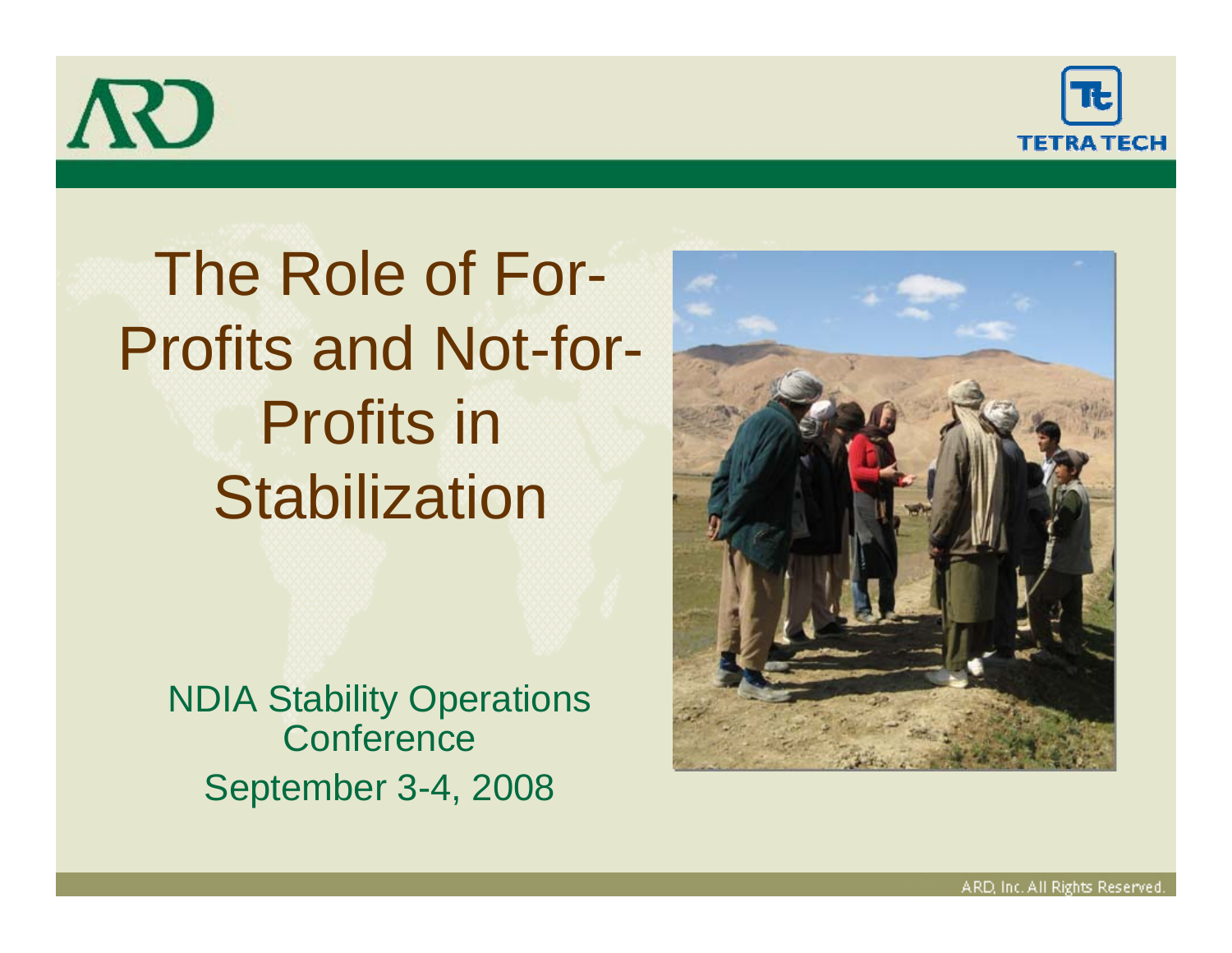# The Role of For-Profits and Not-for-Profits in Stabilization

NDIA Stability Operations Conference

September 3-4, 2008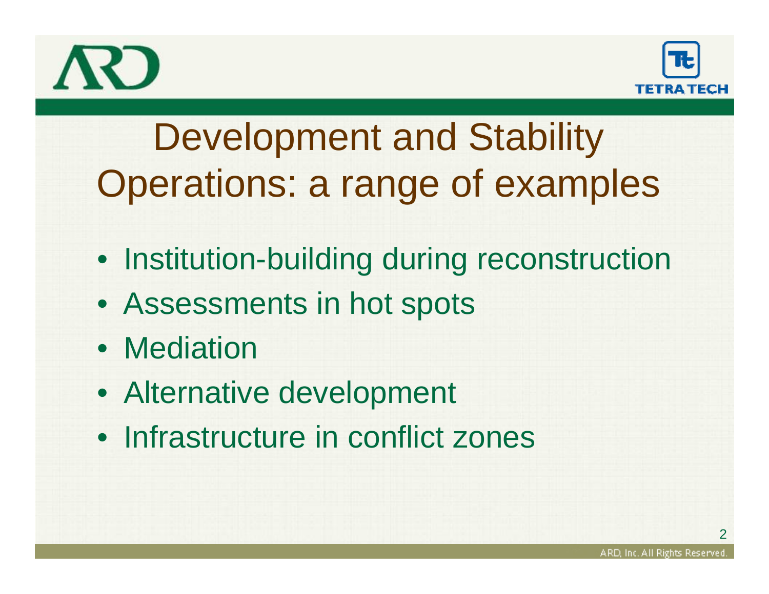# Development and Stability Operations: a range of examples

- Institution-building during reconstruction
- Assessments in hot spots
- Mediation
- Alternative development
- Infrastructure in conflict zones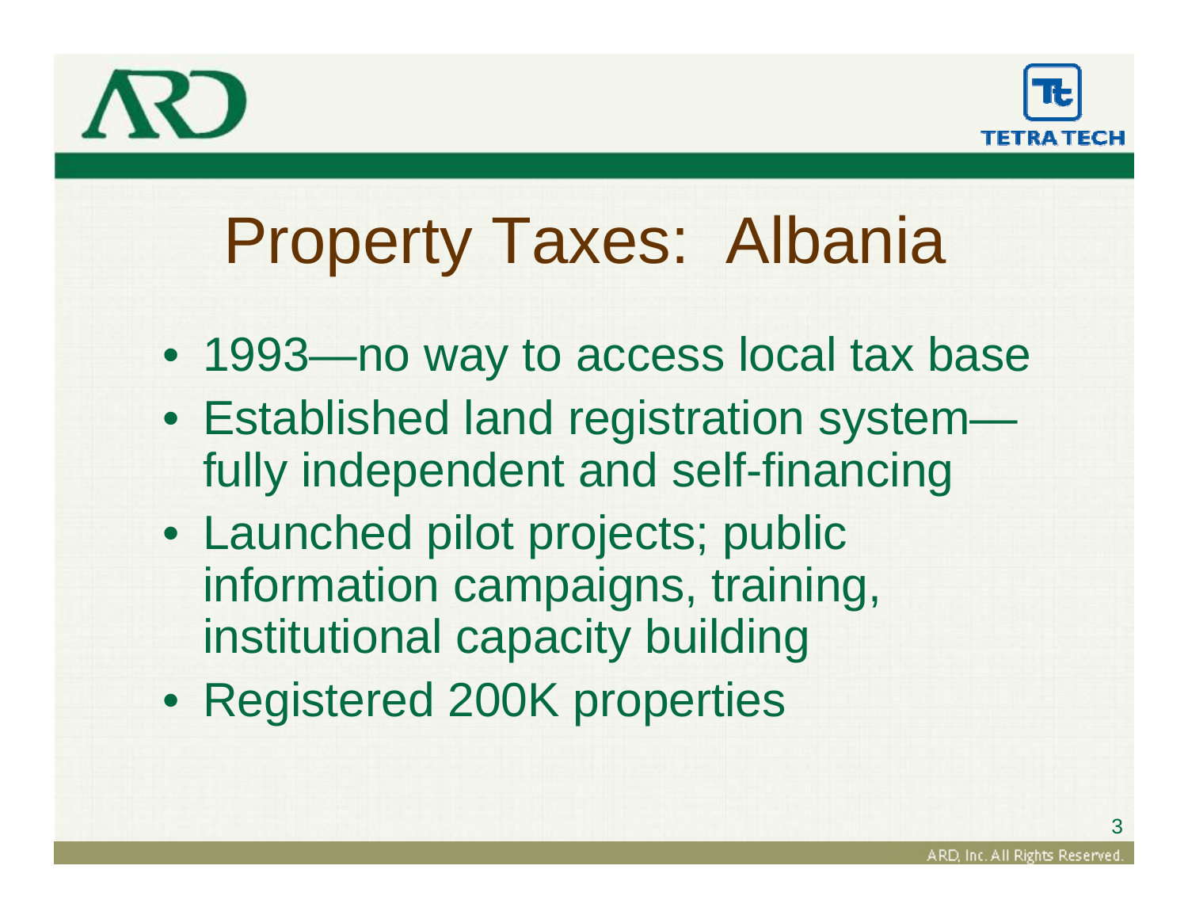# Property Taxes: Albania

- 1993—no way to access local tax base
- Established land registration system—fully independent and self-financing
- Launched pilot projects; public information campaigns, training, institutional capacity building
- Registered 200K properties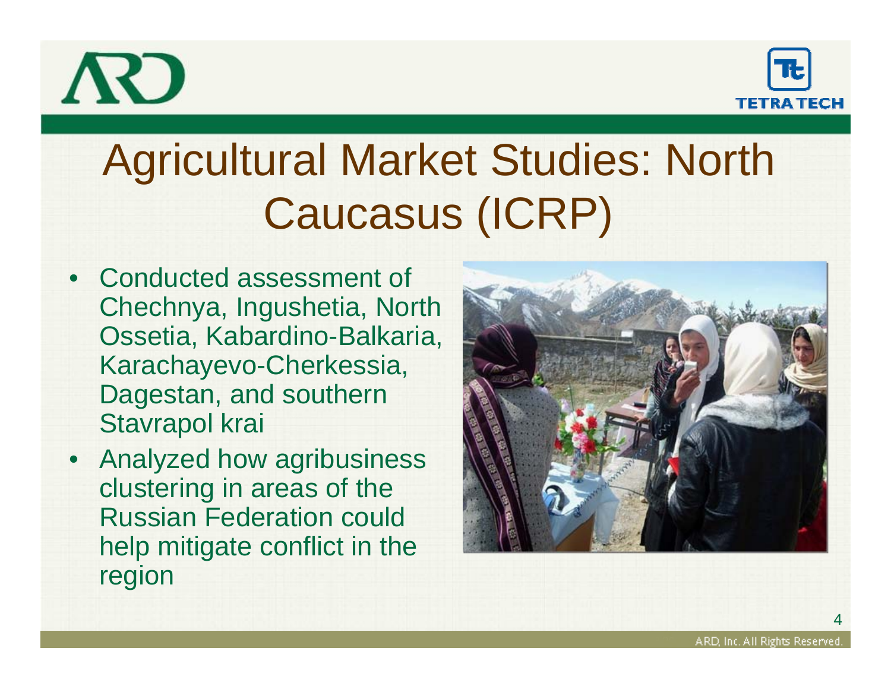# Agricultural Market Studies: North Caucasus (ICRP)

- Conducted assessment of Chechnya, Ingushetia, North Ossetia, Kabardino-Balkaria, Karachayevo-Cherkessia, Dagestan, and southern Stavrapol krai
- Analyzed how agribusiness clustering in areas of the Russian Federation could help mitigate conflict in the region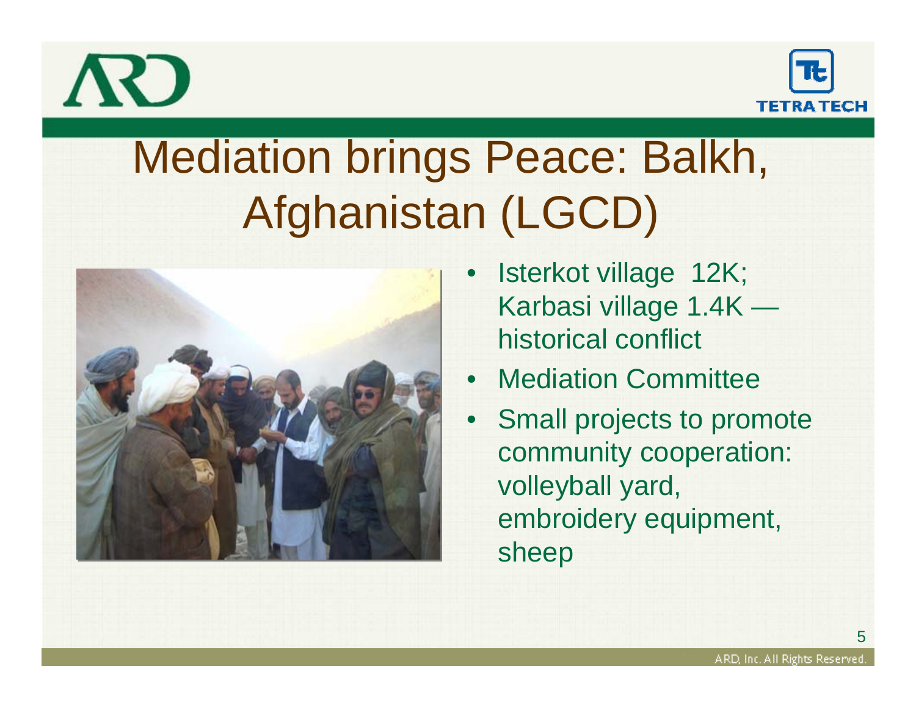# Mediation brings Peace: Balkh, Afghanistan (LGCD)

- Isterkot village 12K; Karbasi village 1.4K — historical conflict
- Mediation Committee
- Small projects to promote community cooperation: volleyball yard, embroidery equipment, sheep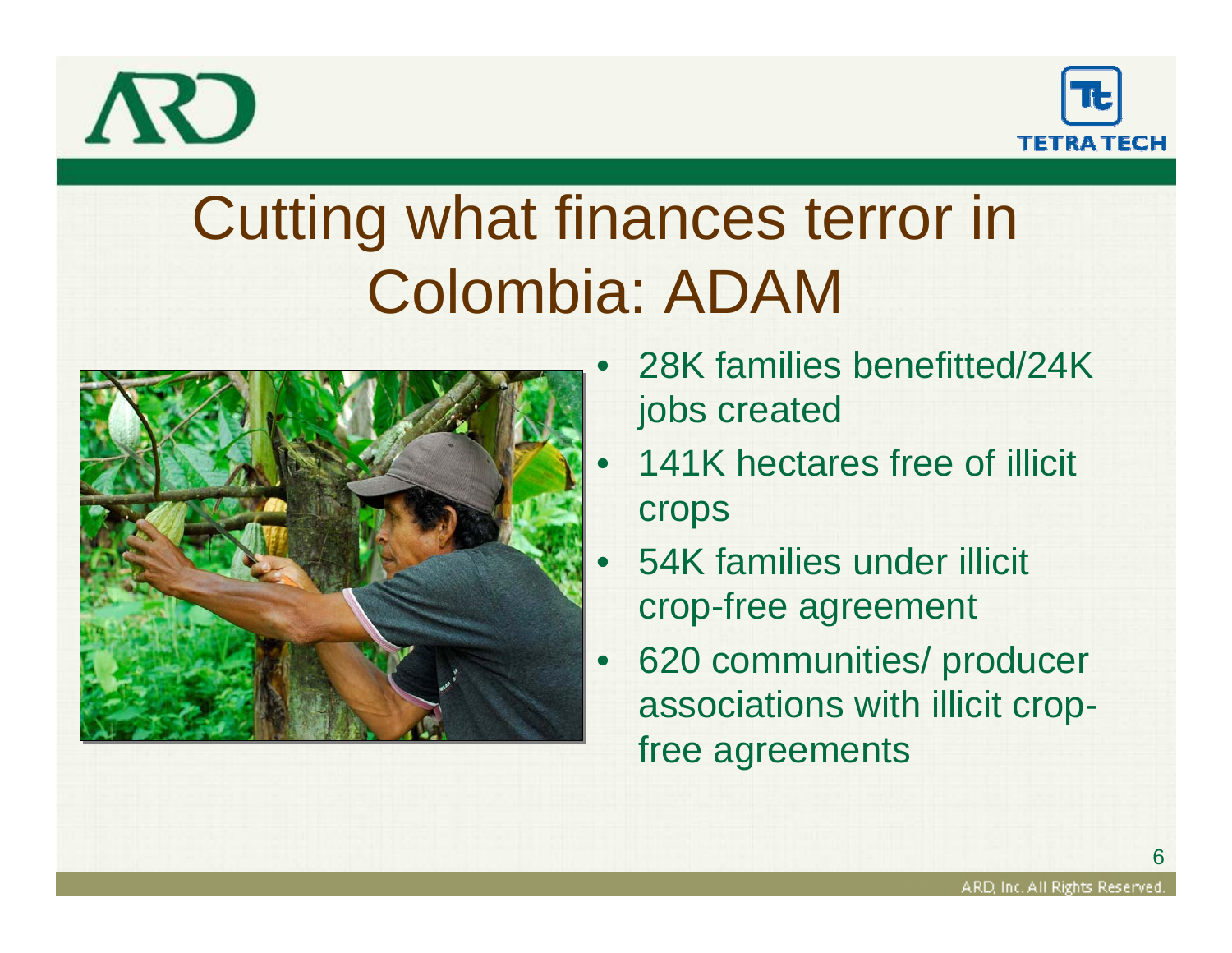# Cutting what finances terror in Colombia: ADAM

- 28K families benefitted/24K jobs created
- 141K hectares free of illicit crops
- 54K families under illicit crop-free agreement
- 620 communities/ producer associations with illicit crop-free agreements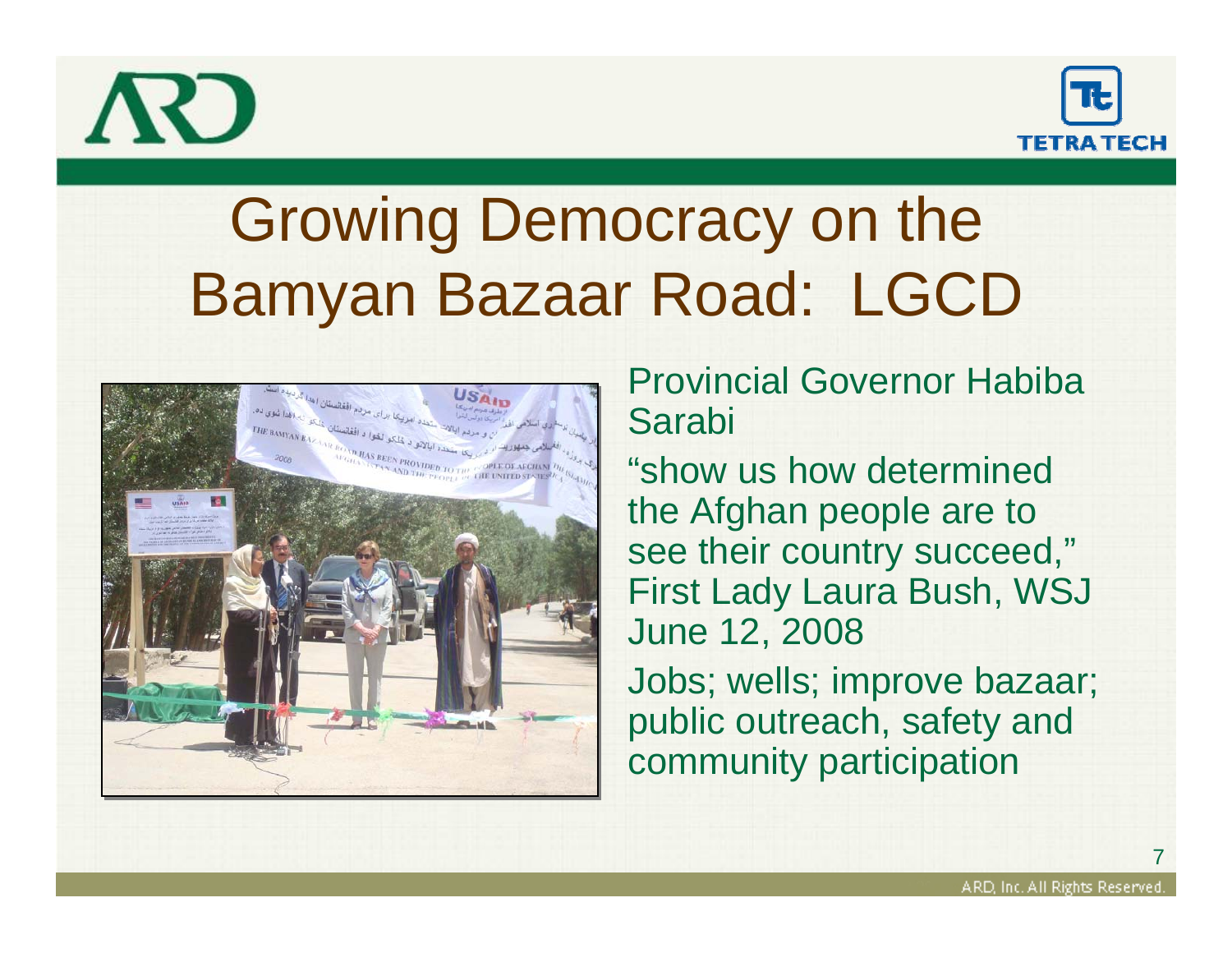# Growing Democracy on the Bamyan Bazaar Road: LGCD

Provincial Governor Habiba Sarabi

"show us how determined the Afghan people are to see their country succeed," First Lady Laura Bush, WSJ June 12, 2008

Jobs; wells; improve bazaar; public outreach, safety and community participation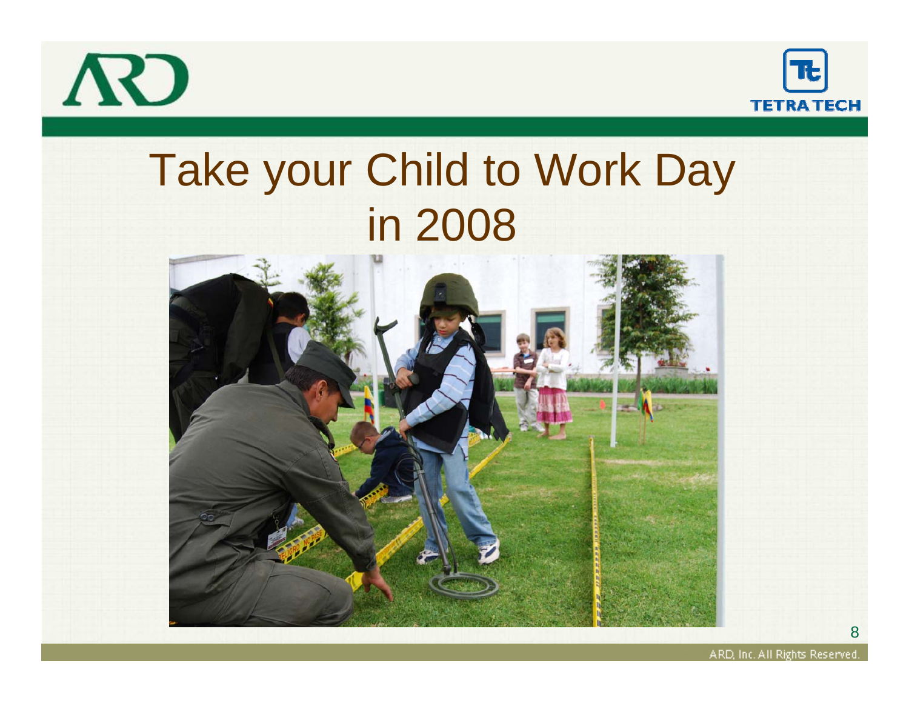# Take your Child to Work Day in 2008